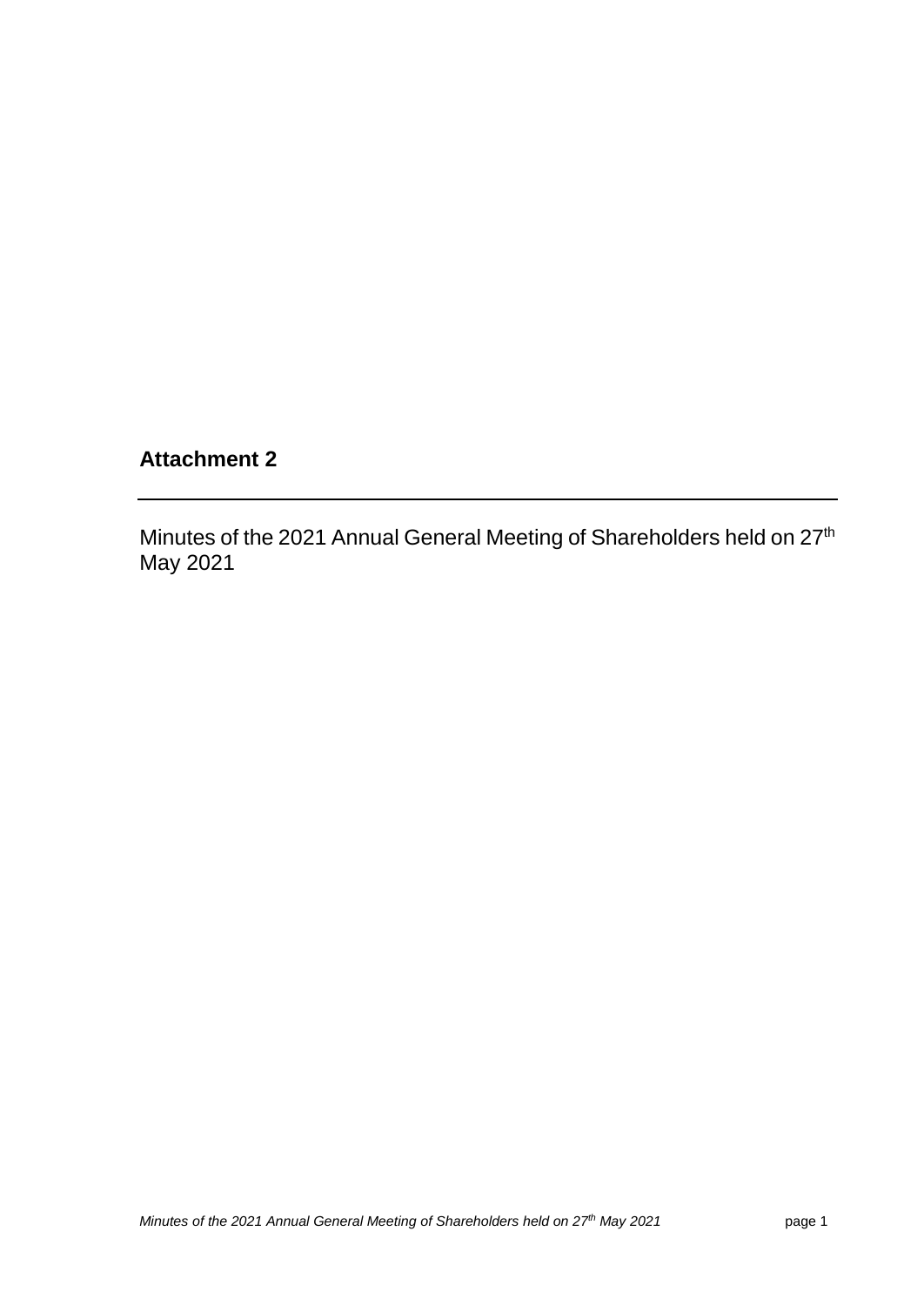# Attachment 2

---

Minutes of the 2021 Annual General Meeting of Shareholders held on 27th May 2021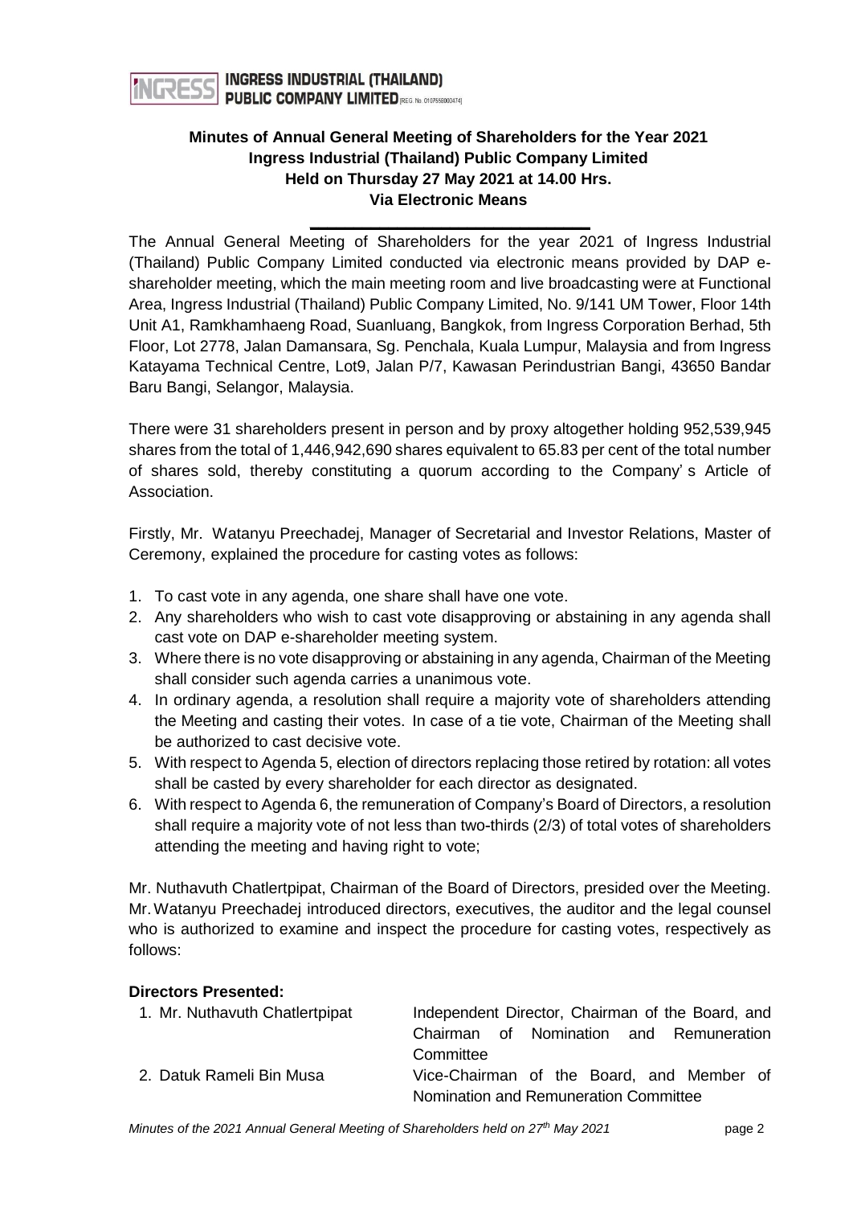## Minutes of Annual General Meeting of Shareholders for the Year 2021
## Ingress Industrial (Thailand) Public Company Limited
## Held on Thursday 27 May 2021 at 14.00 Hrs.
## Via Electronic Means

The Annual General Meeting of Shareholders for the year 2021 of Ingress Industrial (Thailand) Public Company Limited conducted via electronic means provided by DAP e-shareholder meeting, which the main meeting room and live broadcasting were at Functional Area, Ingress Industrial (Thailand) Public Company Limited, No. 9/141 UM Tower, Floor 14th Unit A1, Ramkhamhaeng Road, Suanluang, Bangkok, from Ingress Corporation Berhad, 5th Floor, Lot 2778, Jalan Damansara, Sg. Penchala, Kuala Lumpur, Malaysia and from Ingress Katayama Technical Centre, Lot9, Jalan P/7, Kawasan Perindustrian Bangi, 43650 Bandar Baru Bangi, Selangor, Malaysia.

There were 31 shareholders present in person and by proxy altogether holding 952,539,945 shares from the total of 1,446,942,690 shares equivalent to 65.83 per cent of the total number of shares sold, thereby constituting a quorum according to the Company's Article of Association.

Firstly, Mr. Watanyu Preechadej, Manager of Secretarial and Investor Relations, Master of Ceremony, explained the procedure for casting votes as follows:

1. To cast vote in any agenda, one share shall have one vote.
2. Any shareholders who wish to cast vote disapproving or abstaining in any agenda shall cast vote on DAP e-shareholder meeting system.
3. Where there is no vote disapproving or abstaining in any agenda, Chairman of the Meeting shall consider such agenda carries a unanimous vote.
4. In ordinary agenda, a resolution shall require a majority vote of shareholders attending the Meeting and casting their votes. In case of a tie vote, Chairman of the Meeting shall be authorized to cast decisive vote.
5. With respect to Agenda 5, election of directors replacing those retired by rotation: all votes shall be casted by every shareholder for each director as designated.
6. With respect to Agenda 6, the remuneration of Company's Board of Directors, a resolution shall require a majority vote of not less than two-thirds (2/3) of total votes of shareholders attending the meeting and having right to vote;

Mr. Nuthavuth Chatlertpipat, Chairman of the Board of Directors, presided over the Meeting. Mr. Watanyu Preechadej introduced directors, executives, the auditor and the legal counsel who is authorized to examine and inspect the procedure for casting votes, respectively as follows:

**Directors Presented:**

| | |
|---|---|
| 1. Mr. Nuthavuth Chatlertpipat | Independent Director, Chairman of the Board, and Chairman of Nomination and Remuneration Committee |
| 2. Datuk Rameli Bin Musa | Vice-Chairman of the Board, and Member of Nomination and Remuneration Committee |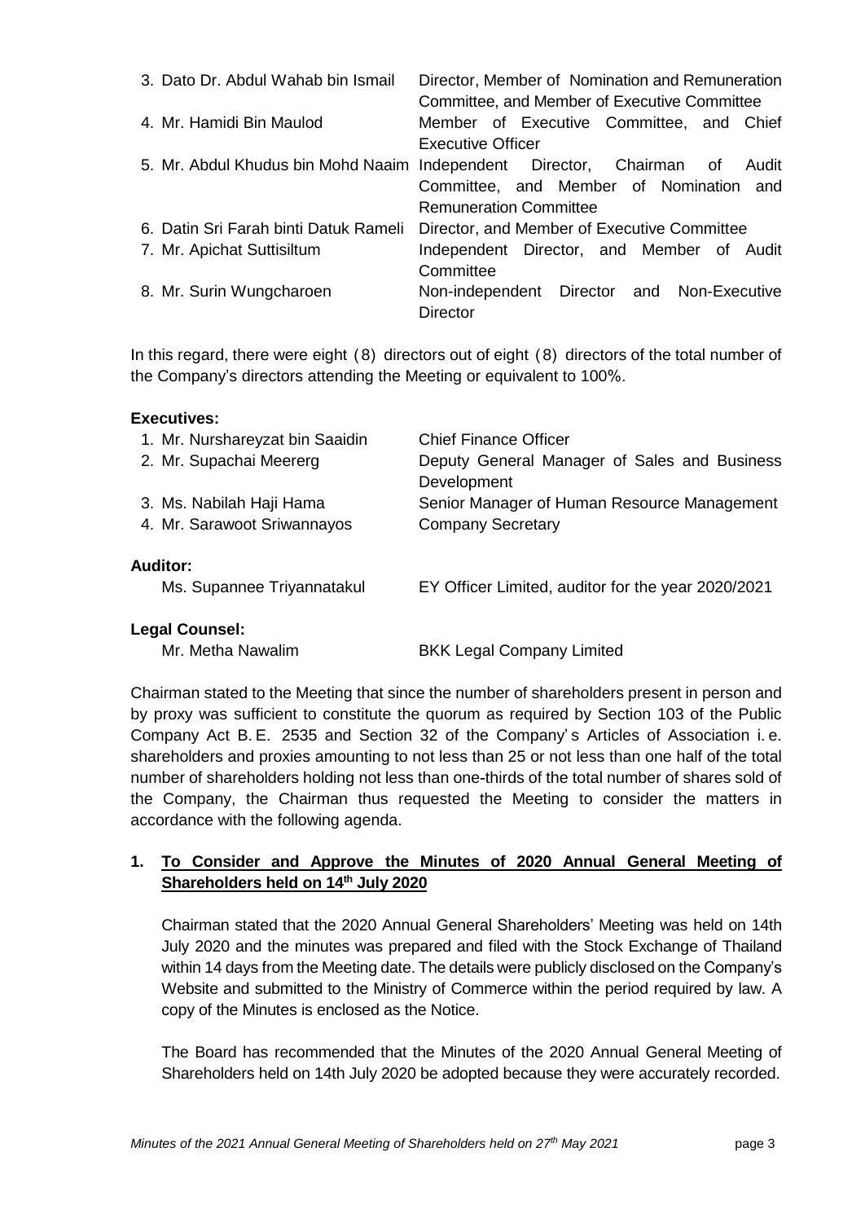| | |
|---|---|
| 3. Dato Dr. Abdul Wahab bin Ismail | Director, Member of Nomination and Remuneration Committee, and Member of Executive Committee |
| 4. Mr. Hamidi Bin Maulod | Member of Executive Committee, and Chief Executive Officer |
| 5. Mr. Abdul Khudus bin Mohd Naaim | Independent Director, Chairman of Audit Committee, and Member of Nomination and Remuneration Committee |
| 6. Datin Sri Farah binti Datuk Rameli | Director, and Member of Executive Committee |
| 7. Mr. Apichat Suttisiltum | Independent Director, and Member of Audit Committee |
| 8. Mr. Surin Wungcharoen | Non-independent Director and Non-Executive Director |

In this regard, there were eight (8) directors out of eight (8) directors of the total number of the Company's directors attending the Meeting or equivalent to 100%.

**Executives:**

| | |
|---|---|
| 1. Mr. Nurshareyzat bin Saaidin | Chief Finance Officer |
| 2. Mr. Supachai Meererg | Deputy General Manager of Sales and Business Development |
| 3. Ms. Nabilah Haji Hama | Senior Manager of Human Resource Management |
| 4. Mr. Sarawoot Sriwannayos | Company Secretary |

**Auditor:**

| | |
|---|---|
| Ms. Supannee Triyannatakul | EY Officer Limited, auditor for the year 2020/2021 |

**Legal Counsel:**

| | |
|---|---|
| Mr. Metha Nawalim | BKK Legal Company Limited |

Chairman stated to the Meeting that since the number of shareholders present in person and by proxy was sufficient to constitute the quorum as required by Section 103 of the Public Company Act B.E. 2535 and Section 32 of the Company's Articles of Association i.e. shareholders and proxies amounting to not less than 25 or not less than one half of the total number of shareholders holding not less than one-thirds of the total number of shares sold of the Company, the Chairman thus requested the Meeting to consider the matters in accordance with the following agenda.

**1. <u>To Consider and Approve the Minutes of 2020 Annual General Meeting of Shareholders held on 14th July 2020</u>**

Chairman stated that the 2020 Annual General Shareholders' Meeting was held on 14th July 2020 and the minutes was prepared and filed with the Stock Exchange of Thailand within 14 days from the Meeting date. The details were publicly disclosed on the Company's Website and submitted to the Ministry of Commerce within the period required by law. A copy of the Minutes is enclosed as the Notice.

The Board has recommended that the Minutes of the 2020 Annual General Meeting of Shareholders held on 14th July 2020 be adopted because they were accurately recorded.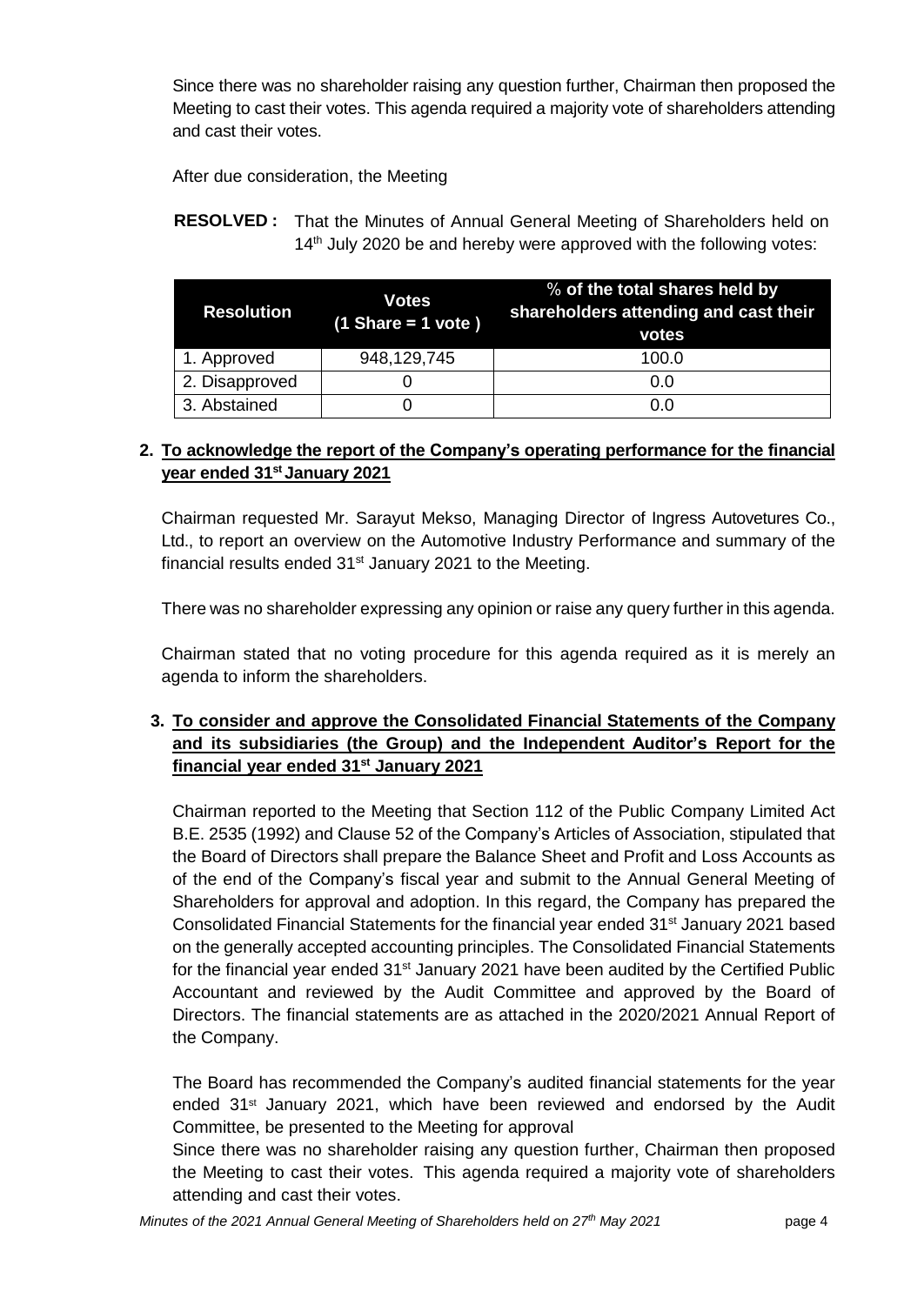Since there was no shareholder raising any question further, Chairman then proposed the Meeting to cast their votes. This agenda required a majority vote of shareholders attending and cast their votes.

After due consideration, the Meeting

**RESOLVED :** That the Minutes of Annual General Meeting of Shareholders held on 14th July 2020 be and hereby were approved with the following votes:

| Resolution | Votes (1 Share = 1 vote ) | % of the total shares held by shareholders attending and cast their votes |
|---|---|---|
| 1. Approved | 948,129,745 | 100.0 |
| 2. Disapproved | 0 | 0.0 |
| 3. Abstained | 0 | 0.0 |

**2. To acknowledge the report of the Company's operating performance for the financial year ended 31st January 2021**

Chairman requested Mr. Sarayut Mekso, Managing Director of Ingress Autovetures Co., Ltd., to report an overview on the Automotive Industry Performance and summary of the financial results ended 31st January 2021 to the Meeting.

There was no shareholder expressing any opinion or raise any query further in this agenda.

Chairman stated that no voting procedure for this agenda required as it is merely an agenda to inform the shareholders.

**3. To consider and approve the Consolidated Financial Statements of the Company and its subsidiaries (the Group) and the Independent Auditor's Report for the financial year ended 31st January 2021**

Chairman reported to the Meeting that Section 112 of the Public Company Limited Act B.E. 2535 (1992) and Clause 52 of the Company's Articles of Association, stipulated that the Board of Directors shall prepare the Balance Sheet and Profit and Loss Accounts as of the end of the Company's fiscal year and submit to the Annual General Meeting of Shareholders for approval and adoption. In this regard, the Company has prepared the Consolidated Financial Statements for the financial year ended 31st January 2021 based on the generally accepted accounting principles. The Consolidated Financial Statements for the financial year ended 31st January 2021 have been audited by the Certified Public Accountant and reviewed by the Audit Committee and approved by the Board of Directors. The financial statements are as attached in the 2020/2021 Annual Report of the Company.

The Board has recommended the Company's audited financial statements for the year ended 31st January 2021, which have been reviewed and endorsed by the Audit Committee, be presented to the Meeting for approval

Since there was no shareholder raising any question further, Chairman then proposed the Meeting to cast their votes. This agenda required a majority vote of shareholders attending and cast their votes.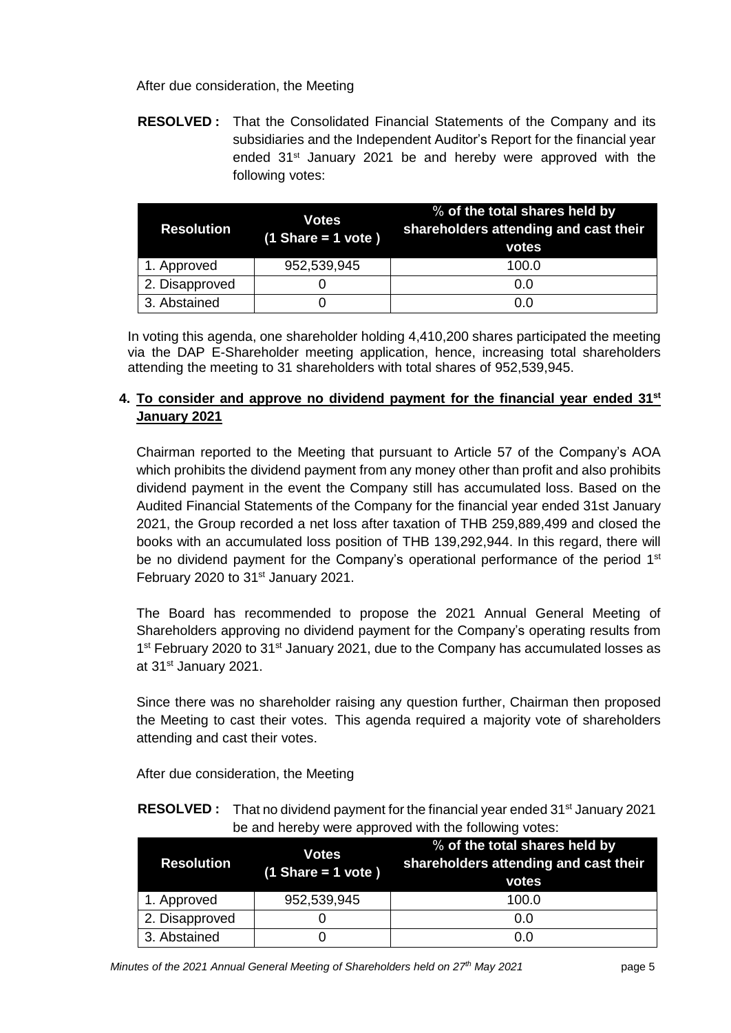After due consideration, the Meeting

**RESOLVED :** That the Consolidated Financial Statements of the Company and its subsidiaries and the Independent Auditor's Report for the financial year ended 31st January 2021 be and hereby were approved with the following votes:

| Resolution | Votes (1 Share = 1 vote ) | % of the total shares held by shareholders attending and cast their votes |
|---|---|---|
| 1. Approved | 952,539,945 | 100.0 |
| 2. Disapproved | 0 | 0.0 |
| 3. Abstained | 0 | 0.0 |

In voting this agenda, one shareholder holding 4,410,200 shares participated the meeting via the DAP E-Shareholder meeting application, hence, increasing total shareholders attending the meeting to 31 shareholders with total shares of 952,539,945.

## 4. To consider and approve no dividend payment for the financial year ended 31st January 2021

Chairman reported to the Meeting that pursuant to Article 57 of the Company's AOA which prohibits the dividend payment from any money other than profit and also prohibits dividend payment in the event the Company still has accumulated loss. Based on the Audited Financial Statements of the Company for the financial year ended 31st January 2021, the Group recorded a net loss after taxation of THB 259,889,499 and closed the books with an accumulated loss position of THB 139,292,944. In this regard, there will be no dividend payment for the Company's operational performance of the period 1st February 2020 to 31st January 2021.

The Board has recommended to propose the 2021 Annual General Meeting of Shareholders approving no dividend payment for the Company's operating results from 1st February 2020 to 31st January 2021, due to the Company has accumulated losses as at 31st January 2021.

Since there was no shareholder raising any question further, Chairman then proposed the Meeting to cast their votes. This agenda required a majority vote of shareholders attending and cast their votes.

After due consideration, the Meeting

**RESOLVED :** That no dividend payment for the financial year ended 31st January 2021 be and hereby were approved with the following votes:

| Resolution | Votes (1 Share = 1 vote ) | % of the total shares held by shareholders attending and cast their votes |
|---|---|---|
| 1. Approved | 952,539,945 | 100.0 |
| 2. Disapproved | 0 | 0.0 |
| 3. Abstained | 0 | 0.0 |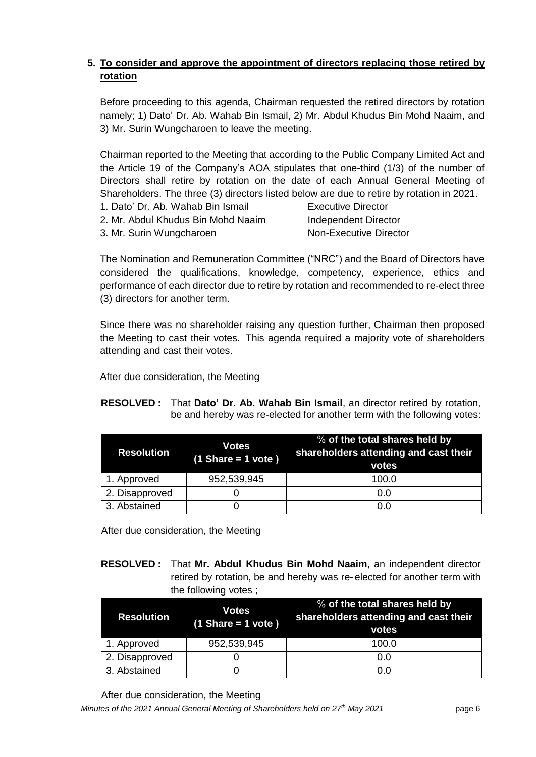**5. To consider and approve the appointment of directors replacing those retired by rotation**

Before proceeding to this agenda, Chairman requested the retired directors by rotation namely; 1) Dato' Dr. Ab. Wahab Bin Ismail, 2) Mr. Abdul Khudus Bin Mohd Naaim, and 3) Mr. Surin Wungcharoen to leave the meeting.

Chairman reported to the Meeting that according to the Public Company Limited Act and the Article 19 of the Company's AOA stipulates that one-third (1/3) of the number of Directors shall retire by rotation on the date of each Annual General Meeting of Shareholders. The three (3) directors listed below are due to retire by rotation in 2021.

1. Dato' Dr. Ab. Wahab Bin Ismail — Executive Director
2. Mr. Abdul Khudus Bin Mohd Naaim — Independent Director
3. Mr. Surin Wungcharoen — Non-Executive Director

The Nomination and Remuneration Committee ("NRC") and the Board of Directors have considered the qualifications, knowledge, competency, experience, ethics and performance of each director due to retire by rotation and recommended to re-elect three (3) directors for another term.

Since there was no shareholder raising any question further, Chairman then proposed the Meeting to cast their votes. This agenda required a majority vote of shareholders attending and cast their votes.

After due consideration, the Meeting

**RESOLVED :** That **Dato' Dr. Ab. Wahab Bin Ismail**, an director retired by rotation, be and hereby was re-elected for another term with the following votes:

| Resolution | Votes (1 Share = 1 vote ) | % of the total shares held by shareholders attending and cast their votes |
|---|---|---|
| 1. Approved | 952,539,945 | 100.0 |
| 2. Disapproved | 0 | 0.0 |
| 3. Abstained | 0 | 0.0 |

After due consideration, the Meeting

**RESOLVED :** That **Mr. Abdul Khudus Bin Mohd Naaim**, an independent director retired by rotation, be and hereby was re-elected for another term with the following votes ;

| Resolution | Votes (1 Share = 1 vote ) | % of the total shares held by shareholders attending and cast their votes |
|---|---|---|
| 1. Approved | 952,539,945 | 100.0 |
| 2. Disapproved | 0 | 0.0 |
| 3. Abstained | 0 | 0.0 |

After due consideration, the Meeting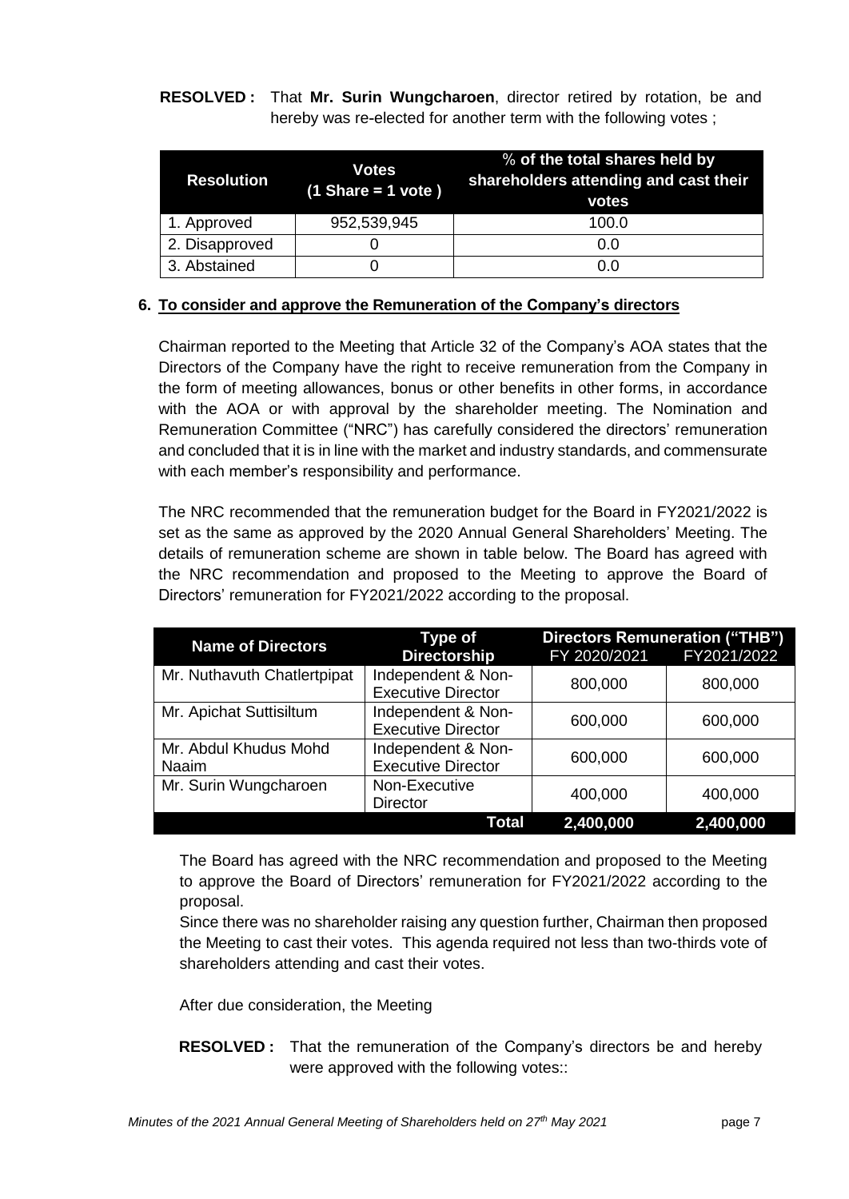**RESOLVED :** That **Mr. Surin Wungcharoen**, director retired by rotation, be and hereby was re-elected for another term with the following votes ;

| Resolution | Votes (1 Share = 1 vote ) | % of the total shares held by shareholders attending and cast their votes |
|---|---|---|
| 1. Approved | 952,539,945 | 100.0 |
| 2. Disapproved | 0 | 0.0 |
| 3. Abstained | 0 | 0.0 |

**6. To consider and approve the Remuneration of the Company's directors**

Chairman reported to the Meeting that Article 32 of the Company's AOA states that the Directors of the Company have the right to receive remuneration from the Company in the form of meeting allowances, bonus or other benefits in other forms, in accordance with the AOA or with approval by the shareholder meeting. The Nomination and Remuneration Committee ("NRC") has carefully considered the directors' remuneration and concluded that it is in line with the market and industry standards, and commensurate with each member's responsibility and performance.

The NRC recommended that the remuneration budget for the Board in FY2021/2022 is set as the same as approved by the 2020 Annual General Shareholders' Meeting. The details of remuneration scheme are shown in table below. The Board has agreed with the NRC recommendation and proposed to the Meeting to approve the Board of Directors' remuneration for FY2021/2022 according to the proposal.

| Name of Directors | Type of Directorship | Directors Remuneration ("THB") | |
|---|---|---|---|
| | | FY 2020/2021 | FY2021/2022 |
| Mr. Nuthavuth Chatlertpipat | Independent & Non-Executive Director | 800,000 | 800,000 |
| Mr. Apichat Suttisiltum | Independent & Non-Executive Director | 600,000 | 600,000 |
| Mr. Abdul Khudus Mohd Naaim | Independent & Non-Executive Director | 600,000 | 600,000 |
| Mr. Surin Wungcharoen | Non-Executive Director | 400,000 | 400,000 |
| | **Total** | **2,400,000** | **2,400,000** |

The Board has agreed with the NRC recommendation and proposed to the Meeting to approve the Board of Directors' remuneration for FY2021/2022 according to the proposal.

Since there was no shareholder raising any question further, Chairman then proposed the Meeting to cast their votes. This agenda required not less than two-thirds vote of shareholders attending and cast their votes.

After due consideration, the Meeting

**RESOLVED :** That the remuneration of the Company's directors be and hereby were approved with the following votes::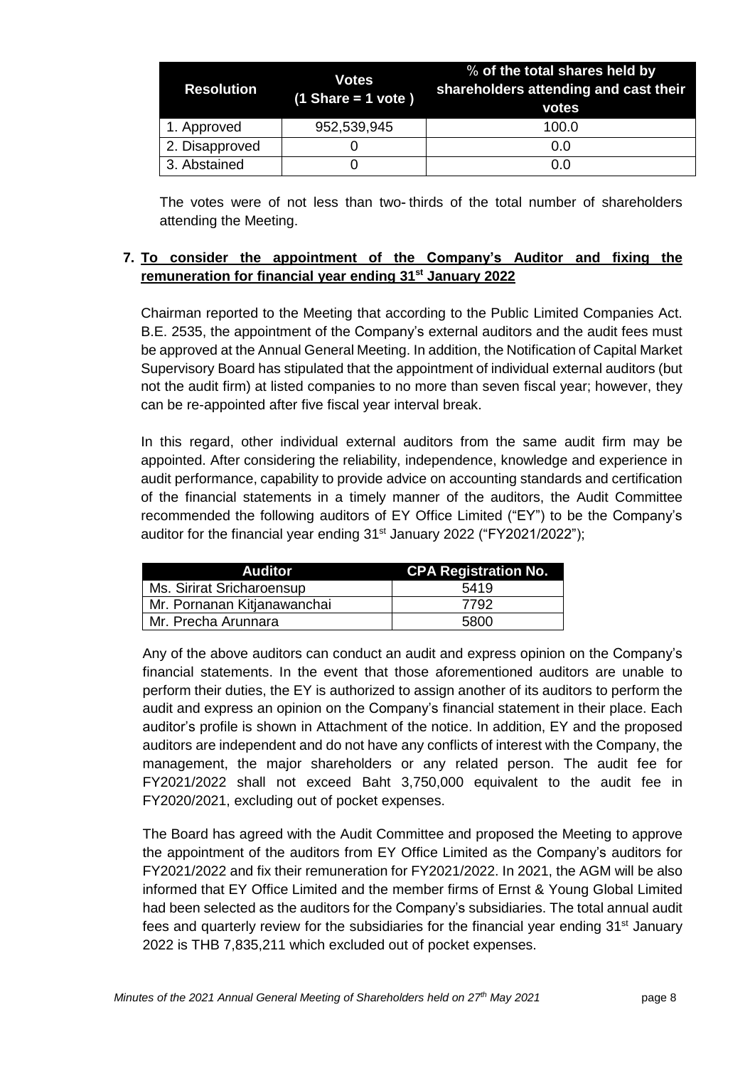| Resolution | Votes (1 Share = 1 vote ) | % of the total shares held by shareholders attending and cast their votes |
|---|---|---|
| 1. Approved | 952,539,945 | 100.0 |
| 2. Disapproved | 0 | 0.0 |
| 3. Abstained | 0 | 0.0 |

The votes were of not less than two- thirds of the total number of shareholders attending the Meeting.

**7. <u>To consider the appointment of the Company's Auditor and fixing the remuneration for financial year ending 31st January 2022</u>**

Chairman reported to the Meeting that according to the Public Limited Companies Act. B.E. 2535, the appointment of the Company's external auditors and the audit fees must be approved at the Annual General Meeting. In addition, the Notification of Capital Market Supervisory Board has stipulated that the appointment of individual external auditors (but not the audit firm) at listed companies to no more than seven fiscal year; however, they can be re-appointed after five fiscal year interval break.

In this regard, other individual external auditors from the same audit firm may be appointed. After considering the reliability, independence, knowledge and experience in audit performance, capability to provide advice on accounting standards and certification of the financial statements in a timely manner of the auditors, the Audit Committee recommended the following auditors of EY Office Limited ("EY") to be the Company's auditor for the financial year ending 31st January 2022 ("FY2021/2022");

| Auditor | CPA Registration No. |
|---|---|
| Ms. Sirirat Sricharoensup | 5419 |
| Mr. Pornanan Kitjanawanchai | 7792 |
| Mr. Precha Arunnara | 5800 |

Any of the above auditors can conduct an audit and express opinion on the Company's financial statements. In the event that those aforementioned auditors are unable to perform their duties, the EY is authorized to assign another of its auditors to perform the audit and express an opinion on the Company's financial statement in their place. Each auditor's profile is shown in Attachment of the notice. In addition, EY and the proposed auditors are independent and do not have any conflicts of interest with the Company, the management, the major shareholders or any related person. The audit fee for FY2021/2022 shall not exceed Baht 3,750,000 equivalent to the audit fee in FY2020/2021, excluding out of pocket expenses.

The Board has agreed with the Audit Committee and proposed the Meeting to approve the appointment of the auditors from EY Office Limited as the Company's auditors for FY2021/2022 and fix their remuneration for FY2021/2022. In 2021, the AGM will be also informed that EY Office Limited and the member firms of Ernst & Young Global Limited had been selected as the auditors for the Company's subsidiaries. The total annual audit fees and quarterly review for the subsidiaries for the financial year ending 31st January 2022 is THB 7,835,211 which excluded out of pocket expenses.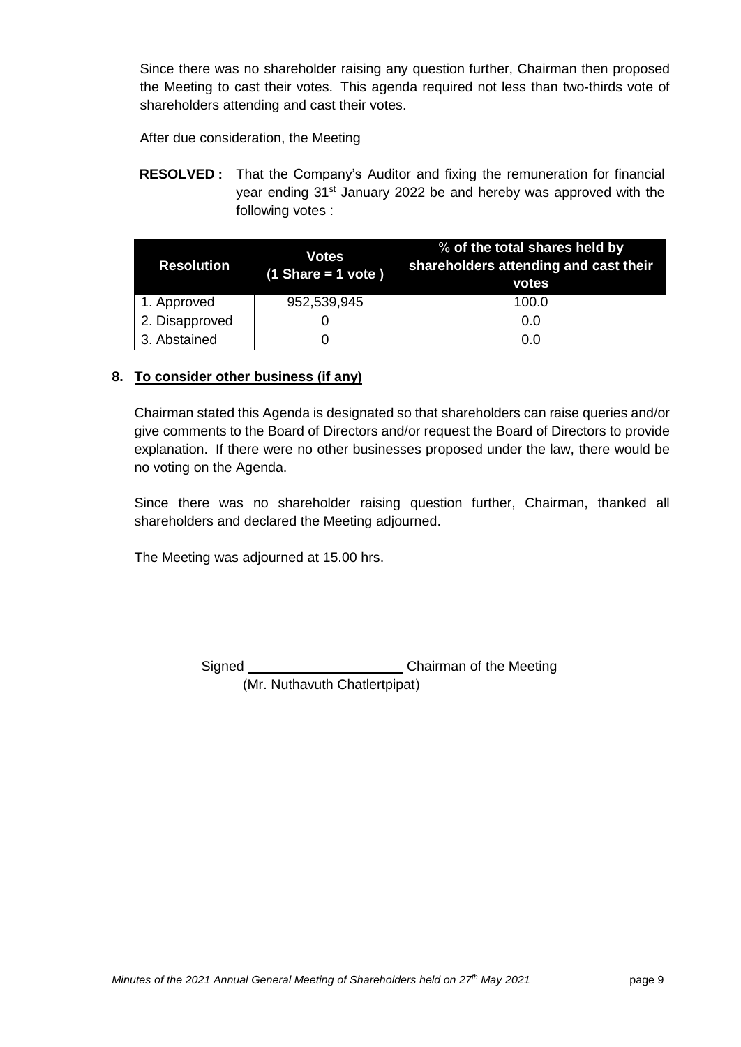Since there was no shareholder raising any question further, Chairman then proposed the Meeting to cast their votes. This agenda required not less than two-thirds vote of shareholders attending and cast their votes.

After due consideration, the Meeting

**RESOLVED :** That the Company's Auditor and fixing the remuneration for financial year ending 31st January 2022 be and hereby was approved with the following votes :

| Resolution | Votes (1 Share = 1 vote ) | % of the total shares held by shareholders attending and cast their votes |
|---|---|---|
| 1. Approved | 952,539,945 | 100.0 |
| 2. Disapproved | 0 | 0.0 |
| 3. Abstained | 0 | 0.0 |

**8. <u>To consider other business (if any)</u>**

Chairman stated this Agenda is designated so that shareholders can raise queries and/or give comments to the Board of Directors and/or request the Board of Directors to provide explanation. If there were no other businesses proposed under the law, there would be no voting on the Agenda.

Since there was no shareholder raising question further, Chairman, thanked all shareholders and declared the Meeting adjourned.

The Meeting was adjourned at 15.00 hrs.

Signed ____________________ Chairman of the Meeting

(Mr. Nuthavuth Chatlertpipat)